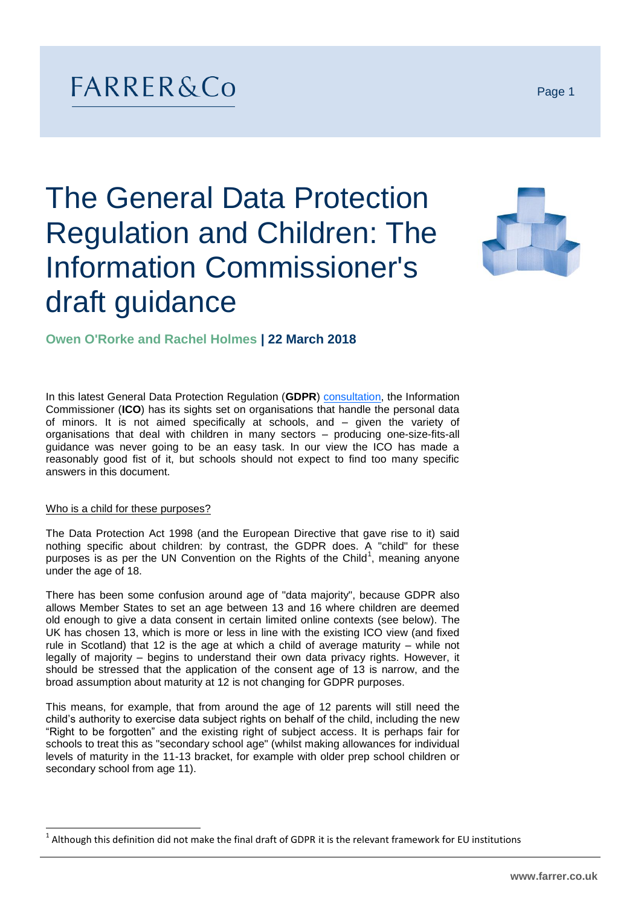FARRER&Co

# The General Data Protection Regulation and Children: The Information Commissioner's draft guidance

**Owen O'Rorke and Rachel Holmes | 22 March 2018**

In this latest General Data Protection Regulation (**GDPR**) consultation, the Information Commissioner (**ICO**) has its sights set on organisations that handle the personal data of minors. It is not aimed specifically at schools, and – given the variety of organisations that deal with children in many sectors – producing one-size-fits-all guidance was never going to be an easy task. In our view the ICO has made a reasonably good fist of it, but schools should not expect to find too many specific answers in this document.

## Who is a child for these purposes?

The Data Protection Act 1998 (and the European Directive that gave rise to it) said nothing specific about children: by contrast, the GDPR does. A "child" for these purposes is as per the UN Convention on the Rights of the Child[1], meaning anyone under the age of 18.

There has been some confusion around age of "data majority", because GDPR also allows Member States to set an age between 13 and 16 where children are deemed old enough to give a data consent in certain limited online contexts (see below). The UK has chosen 13, which is more or less in line with the existing ICO view (and fixed rule in Scotland) that 12 is the age at which a child of average maturity – while not legally of majority – begins to understand their own data privacy rights. However, it should be stressed that the application of the consent age of 13 is narrow, and the broad assumption about maturity at 12 is not changing for GDPR purposes.

This means, for example, that from around the age of 12 parents will still need the child's authority to exercise data subject rights on behalf of the child, including the new "Right to be forgotten" and the existing right of subject access. It is perhaps fair for schools to treat this as "secondary school age" (whilst making allowances for individual levels of maturity in the 11-13 bracket, for example with older prep school children or secondary school from age 11).

[1] Although this definition did not make the final draft of GDPR it is the relevant framework for EU institutions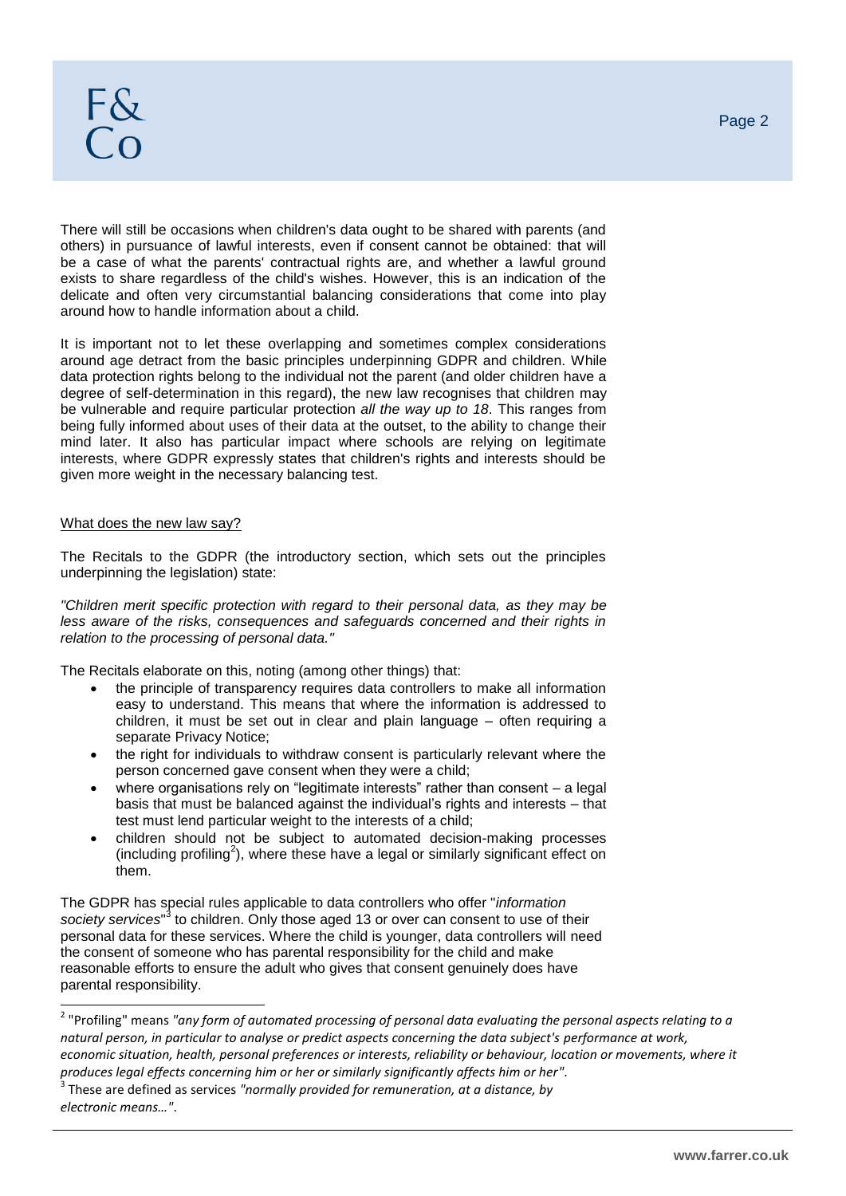There will still be occasions when children's data ought to be shared with parents (and others) in pursuance of lawful interests, even if consent cannot be obtained: that will be a case of what the parents' contractual rights are, and whether a lawful ground exists to share regardless of the child's wishes. However, this is an indication of the delicate and often very circumstantial balancing considerations that come into play around how to handle information about a child.

It is important not to let these overlapping and sometimes complex considerations around age detract from the basic principles underpinning GDPR and children. While data protection rights belong to the individual not the parent (and older children have a degree of self-determination in this regard), the new law recognises that children may be vulnerable and require particular protection *all the way up to 18*. This ranges from being fully informed about uses of their data at the outset, to the ability to change their mind later. It also has particular impact where schools are relying on legitimate interests, where GDPR expressly states that children's rights and interests should be given more weight in the necessary balancing test.

## What does the new law say?

The Recitals to the GDPR (the introductory section, which sets out the principles underpinning the legislation) state:

*"Children merit specific protection with regard to their personal data, as they may be less aware of the risks, consequences and safeguards concerned and their rights in relation to the processing of personal data."*

The Recitals elaborate on this, noting (among other things) that:

- the principle of transparency requires data controllers to make all information easy to understand. This means that where the information is addressed to children, it must be set out in clear and plain language – often requiring a separate Privacy Notice;
- the right for individuals to withdraw consent is particularly relevant where the person concerned gave consent when they were a child;
- where organisations rely on "legitimate interests" rather than consent – a legal basis that must be balanced against the individual's rights and interests – that test must lend particular weight to the interests of a child;
- children should not be subject to automated decision-making processes (including profiling[2]), where these have a legal or similarly significant effect on them.

The GDPR has special rules applicable to data controllers who offer "*information society services*"[3] to children. Only those aged 13 or over can consent to use of their personal data for these services. Where the child is younger, data controllers will need the consent of someone who has parental responsibility for the child and make reasonable efforts to ensure the adult who gives that consent genuinely does have parental responsibility.

---

[2] "Profiling" means *"any form of automated processing of personal data evaluating the personal aspects relating to a natural person, in particular to analyse or predict aspects concerning the data subject's performance at work, economic situation, health, personal preferences or interests, reliability or behaviour, location or movements, where it produces legal effects concerning him or her or similarly significantly affects him or her"*.

[3] These are defined as services *"normally provided for remuneration, at a distance, by electronic means…"*.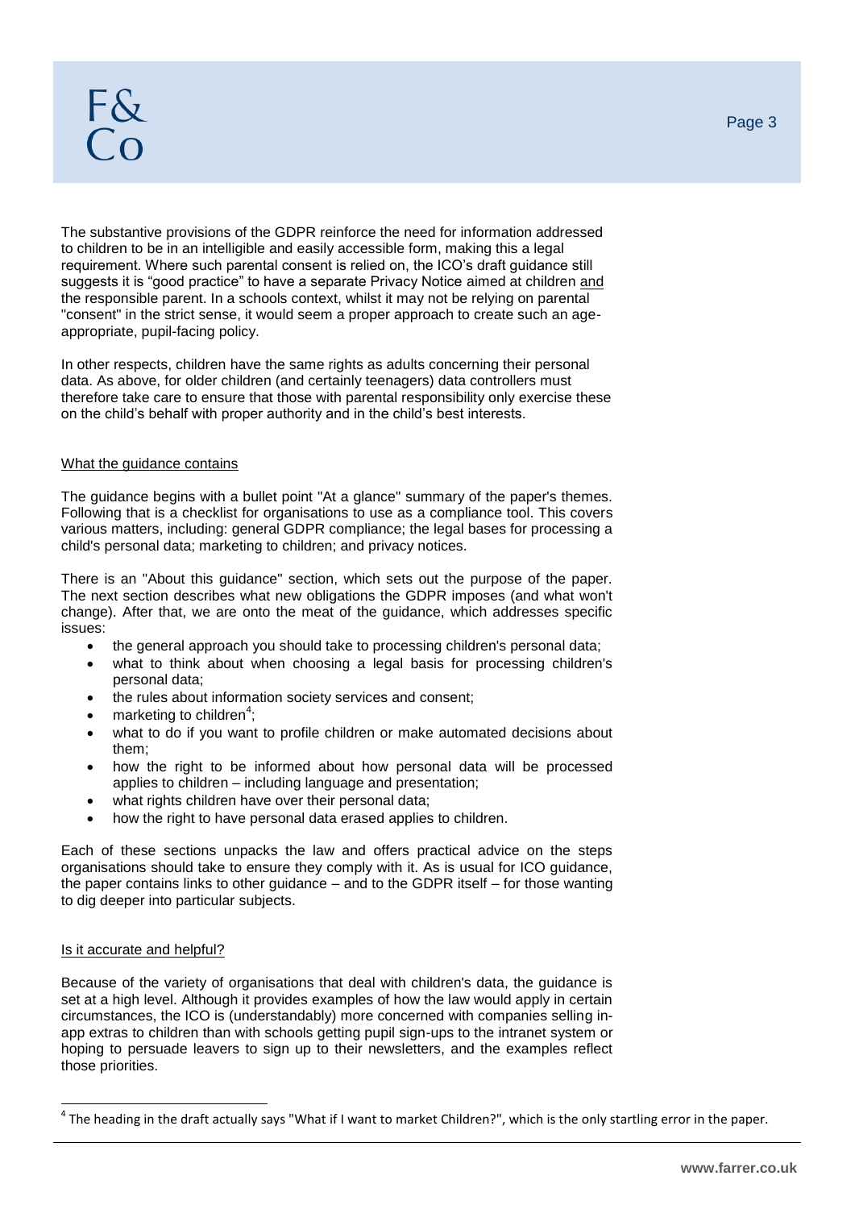The substantive provisions of the GDPR reinforce the need for information addressed to children to be in an intelligible and easily accessible form, making this a legal requirement. Where such parental consent is relied on, the ICO's draft guidance still suggests it is "good practice" to have a separate Privacy Notice aimed at children <u>and</u> the responsible parent. In a schools context, whilst it may not be relying on parental "consent" in the strict sense, it would seem a proper approach to create such an age-appropriate, pupil-facing policy.

In other respects, children have the same rights as adults concerning their personal data. As above, for older children (and certainly teenagers) data controllers must therefore take care to ensure that those with parental responsibility only exercise these on the child's behalf with proper authority and in the child's best interests.

<u>What the guidance contains</u>

The guidance begins with a bullet point "At a glance" summary of the paper's themes. Following that is a checklist for organisations to use as a compliance tool. This covers various matters, including: general GDPR compliance; the legal bases for processing a child's personal data; marketing to children; and privacy notices.

There is an "About this guidance" section, which sets out the purpose of the paper. The next section describes what new obligations the GDPR imposes (and what won't change). After that, we are onto the meat of the guidance, which addresses specific issues:

- the general approach you should take to processing children's personal data;
- what to think about when choosing a legal basis for processing children's personal data;
- the rules about information society services and consent;
- marketing to children[4];
- what to do if you want to profile children or make automated decisions about them;
- how the right to be informed about how personal data will be processed applies to children – including language and presentation;
- what rights children have over their personal data;
- how the right to have personal data erased applies to children.

Each of these sections unpacks the law and offers practical advice on the steps organisations should take to ensure they comply with it. As is usual for ICO guidance, the paper contains links to other guidance – and to the GDPR itself – for those wanting to dig deeper into particular subjects.

<u>Is it accurate and helpful?</u>

Because of the variety of organisations that deal with children's data, the guidance is set at a high level. Although it provides examples of how the law would apply in certain circumstances, the ICO is (understandably) more concerned with companies selling in-app extras to children than with schools getting pupil sign-ups to the intranet system or hoping to persuade leavers to sign up to their newsletters, and the examples reflect those priorities.

[4] The heading in the draft actually says "What if I want to market Children?", which is the only startling error in the paper.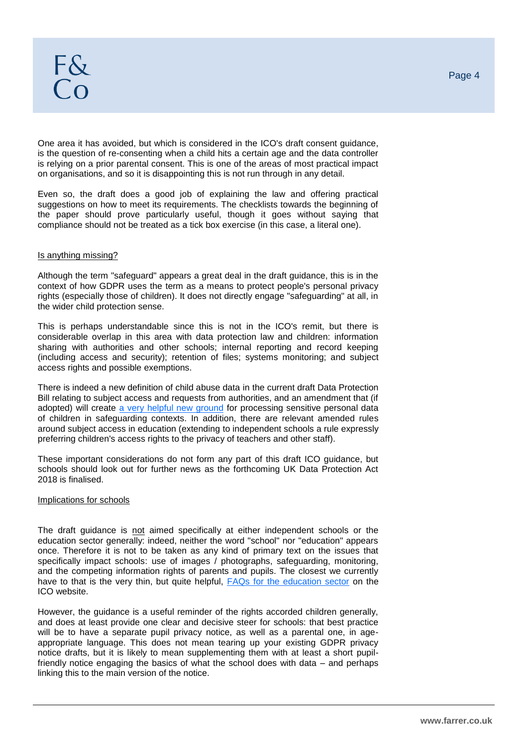One area it has avoided, but which is considered in the ICO's draft consent guidance, is the question of re-consenting when a child hits a certain age and the data controller is relying on a prior parental consent. This is one of the areas of most practical impact on organisations, and so it is disappointing this is not run through in any detail.

Even so, the draft does a good job of explaining the law and offering practical suggestions on how to meet its requirements. The checklists towards the beginning of the paper should prove particularly useful, though it goes without saying that compliance should not be treated as a tick box exercise (in this case, a literal one).

## Is anything missing?

Although the term "safeguard" appears a great deal in the draft guidance, this is in the context of how GDPR uses the term as a means to protect people's personal privacy rights (especially those of children). It does not directly engage "safeguarding" at all, in the wider child protection sense.

This is perhaps understandable since this is not in the ICO's remit, but there is considerable overlap in this area with data protection law and children: information sharing with authorities and other schools; internal reporting and record keeping (including access and security); retention of files; systems monitoring; and subject access rights and possible exemptions.

There is indeed a new definition of child abuse data in the current draft Data Protection Bill relating to subject access and requests from authorities, and an amendment that (if adopted) will create a very helpful new ground for processing sensitive personal data of children in safeguarding contexts. In addition, there are relevant amended rules around subject access in education (extending to independent schools a rule expressly preferring children's access rights to the privacy of teachers and other staff).

These important considerations do not form any part of this draft ICO guidance, but schools should look out for further news as the forthcoming UK Data Protection Act 2018 is finalised.

## Implications for schools

The draft guidance is not aimed specifically at either independent schools or the education sector generally: indeed, neither the word "school" nor "education" appears once. Therefore it is not to be taken as any kind of primary text on the issues that specifically impact schools: use of images / photographs, safeguarding, monitoring, and the competing information rights of parents and pupils. The closest we currently have to that is the very thin, but quite helpful, FAQs for the education sector on the ICO website.

However, the guidance is a useful reminder of the rights accorded children generally, and does at least provide one clear and decisive steer for schools: that best practice will be to have a separate pupil privacy notice, as well as a parental one, in age-appropriate language. This does not mean tearing up your existing GDPR privacy notice drafts, but it is likely to mean supplementing them with at least a short pupil-friendly notice engaging the basics of what the school does with data – and perhaps linking this to the main version of the notice.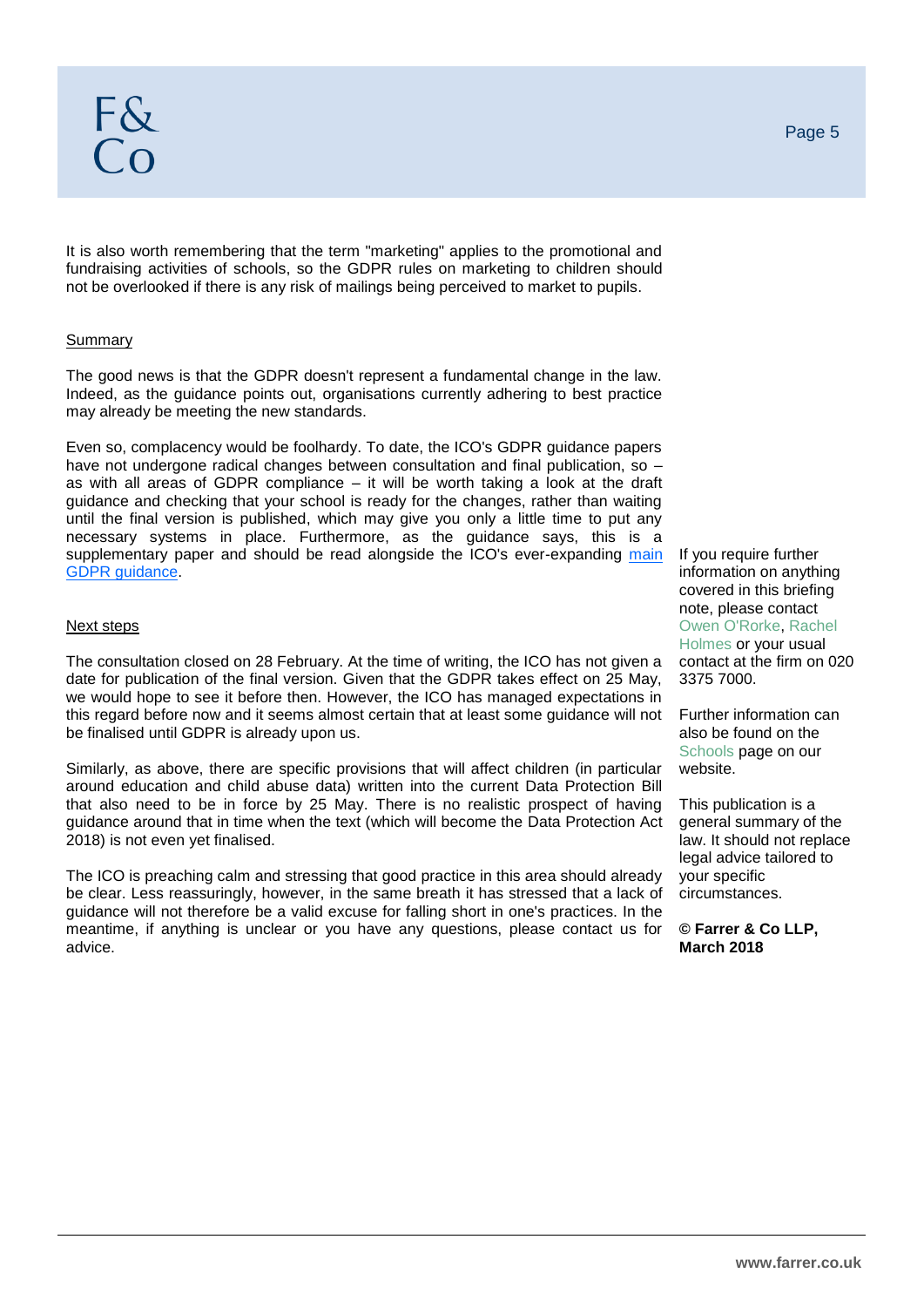It is also worth remembering that the term "marketing" applies to the promotional and fundraising activities of schools, so the GDPR rules on marketing to children should not be overlooked if there is any risk of mailings being perceived to market to pupils.

## Summary

The good news is that the GDPR doesn't represent a fundamental change in the law. Indeed, as the guidance points out, organisations currently adhering to best practice may already be meeting the new standards.

Even so, complacency would be foolhardy. To date, the ICO's GDPR guidance papers have not undergone radical changes between consultation and final publication, so – as with all areas of GDPR compliance – it will be worth taking a look at the draft guidance and checking that your school is ready for the changes, rather than waiting until the final version is published, which may give you only a little time to put any necessary systems in place. Furthermore, as the guidance says, this is a supplementary paper and should be read alongside the ICO's ever-expanding main GDPR guidance.

## Next steps

The consultation closed on 28 February. At the time of writing, the ICO has not given a date for publication of the final version. Given that the GDPR takes effect on 25 May, we would hope to see it before then. However, the ICO has managed expectations in this regard before now and it seems almost certain that at least some guidance will not be finalised until GDPR is already upon us.

Similarly, as above, there are specific provisions that will affect children (in particular around education and child abuse data) written into the current Data Protection Bill that also need to be in force by 25 May. There is no realistic prospect of having guidance around that in time when the text (which will become the Data Protection Act 2018) is not even yet finalised.

The ICO is preaching calm and stressing that good practice in this area should already be clear. Less reassuringly, however, in the same breath it has stressed that a lack of guidance will not therefore be a valid excuse for falling short in one's practices. In the meantime, if anything is unclear or you have any questions, please contact us for advice.

If you require further information on anything covered in this briefing note, please contact Owen O'Rorke, Rachel Holmes or your usual contact at the firm on 020 3375 7000.

Further information can also be found on the Schools page on our website.

This publication is a general summary of the law. It should not replace legal advice tailored to your specific circumstances.

**© Farrer & Co LLP, March 2018**